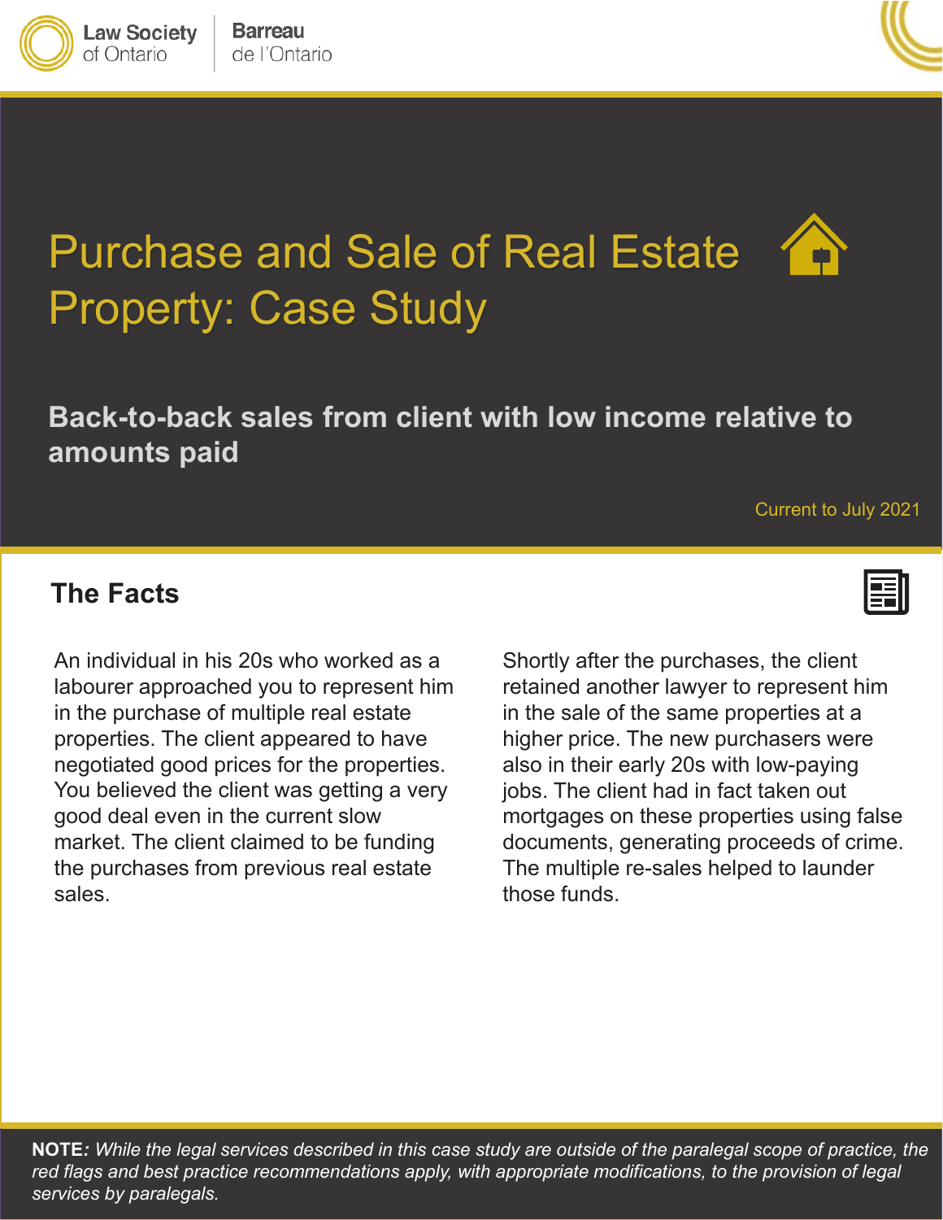Law Society of Ontario | Barreau de l'Ontario

# Purchase and Sale of Real Estate Property: Case Study

## Back-to-back sales from client with low income relative to amounts paid

Current to July 2021

## The Facts

An individual in his 20s who worked as a labourer approached you to represent him in the purchase of multiple real estate properties. The client appeared to have negotiated good prices for the properties. You believed the client was getting a very good deal even in the current slow market. The client claimed to be funding the purchases from previous real estate sales.

Shortly after the purchases, the client retained another lawyer to represent him in the sale of the same properties at a higher price. The new purchasers were also in their early 20s with low-paying jobs. The client had in fact taken out mortgages on these properties using false documents, generating proceeds of crime. The multiple re-sales helped to launder those funds.

**NOTE:** *While the legal services described in this case study are outside of the paralegal scope of practice, the red flags and best practice recommendations apply, with appropriate modifications, to the provision of legal services by paralegals.*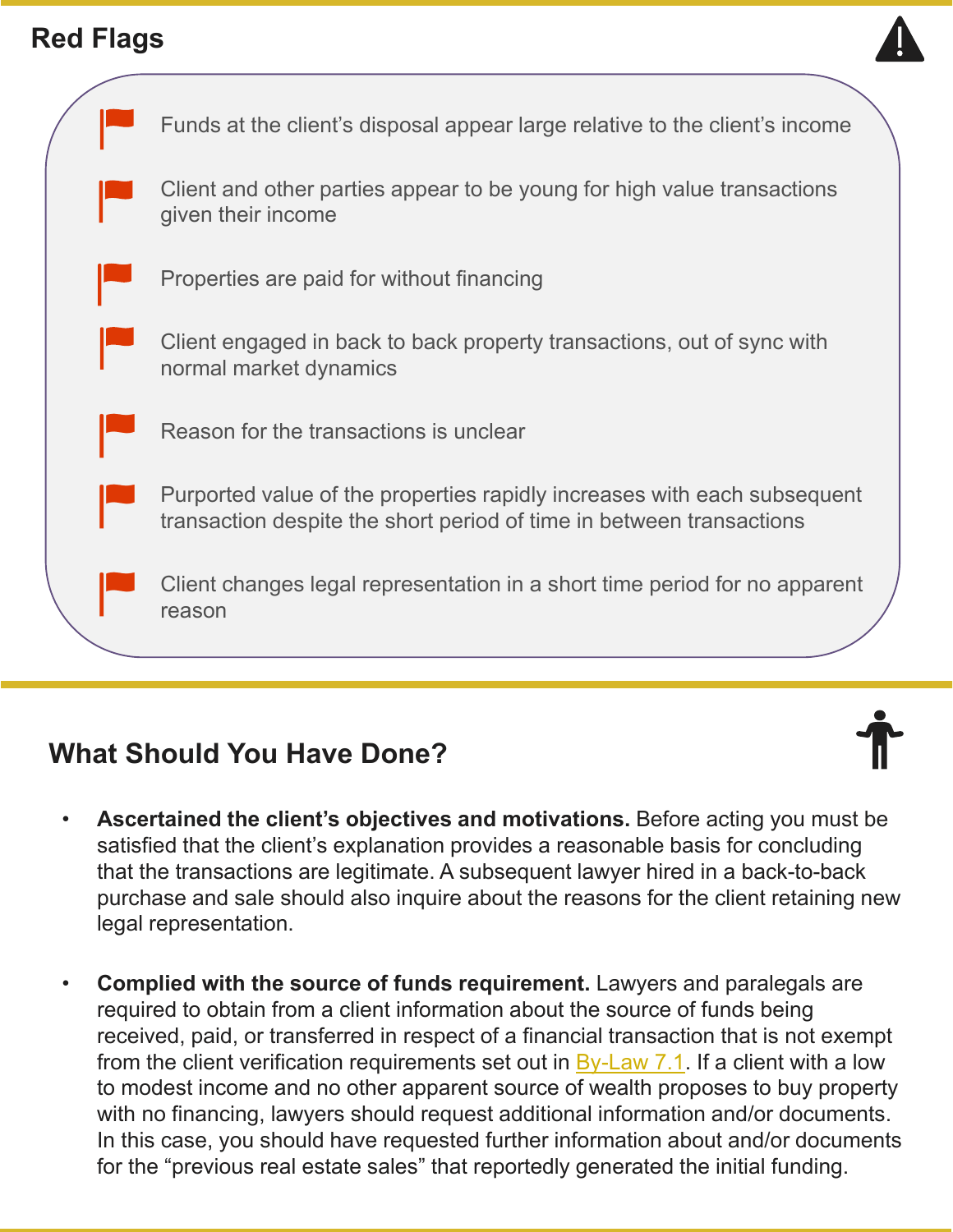## Red Flags

- Funds at the client's disposal appear large relative to the client's income
- Client and other parties appear to be young for high value transactions given their income
- Properties are paid for without financing
- Client engaged in back to back property transactions, out of sync with normal market dynamics
- Reason for the transactions is unclear
- Purported value of the properties rapidly increases with each subsequent transaction despite the short period of time in between transactions
- Client changes legal representation in a short time period for no apparent reason

## What Should You Have Done?

- **Ascertained the client's objectives and motivations.** Before acting you must be satisfied that the client's explanation provides a reasonable basis for concluding that the transactions are legitimate. A subsequent lawyer hired in a back-to-back purchase and sale should also inquire about the reasons for the client retaining new legal representation.

- **Complied with the source of funds requirement.** Lawyers and paralegals are required to obtain from a client information about the source of funds being received, paid, or transferred in respect of a financial transaction that is not exempt from the client verification requirements set out in By-Law 7.1. If a client with a low to modest income and no other apparent source of wealth proposes to buy property with no financing, lawyers should request additional information and/or documents. In this case, you should have requested further information about and/or documents for the "previous real estate sales" that reportedly generated the initial funding.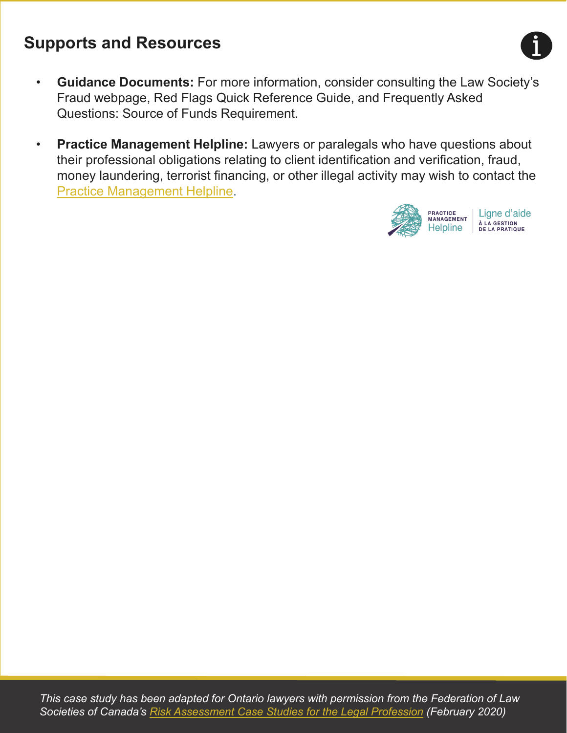## Supports and Resources

- **Guidance Documents:** For more information, consider consulting the Law Society's Fraud webpage, Red Flags Quick Reference Guide, and Frequently Asked Questions: Source of Funds Requirement.

- **Practice Management Helpline:** Lawyers or paralegals who have questions about their professional obligations relating to client identification and verification, fraud, money laundering, terrorist financing, or other illegal activity may wish to contact the Practice Management Helpline.

PRACTICE MANAGEMENT Helpline | Ligne d'aide À LA GESTION DE LA PRATIQUE

*This case study has been adapted for Ontario lawyers with permission from the Federation of Law Societies of Canada's Risk Assessment Case Studies for the Legal Profession (February 2020)*